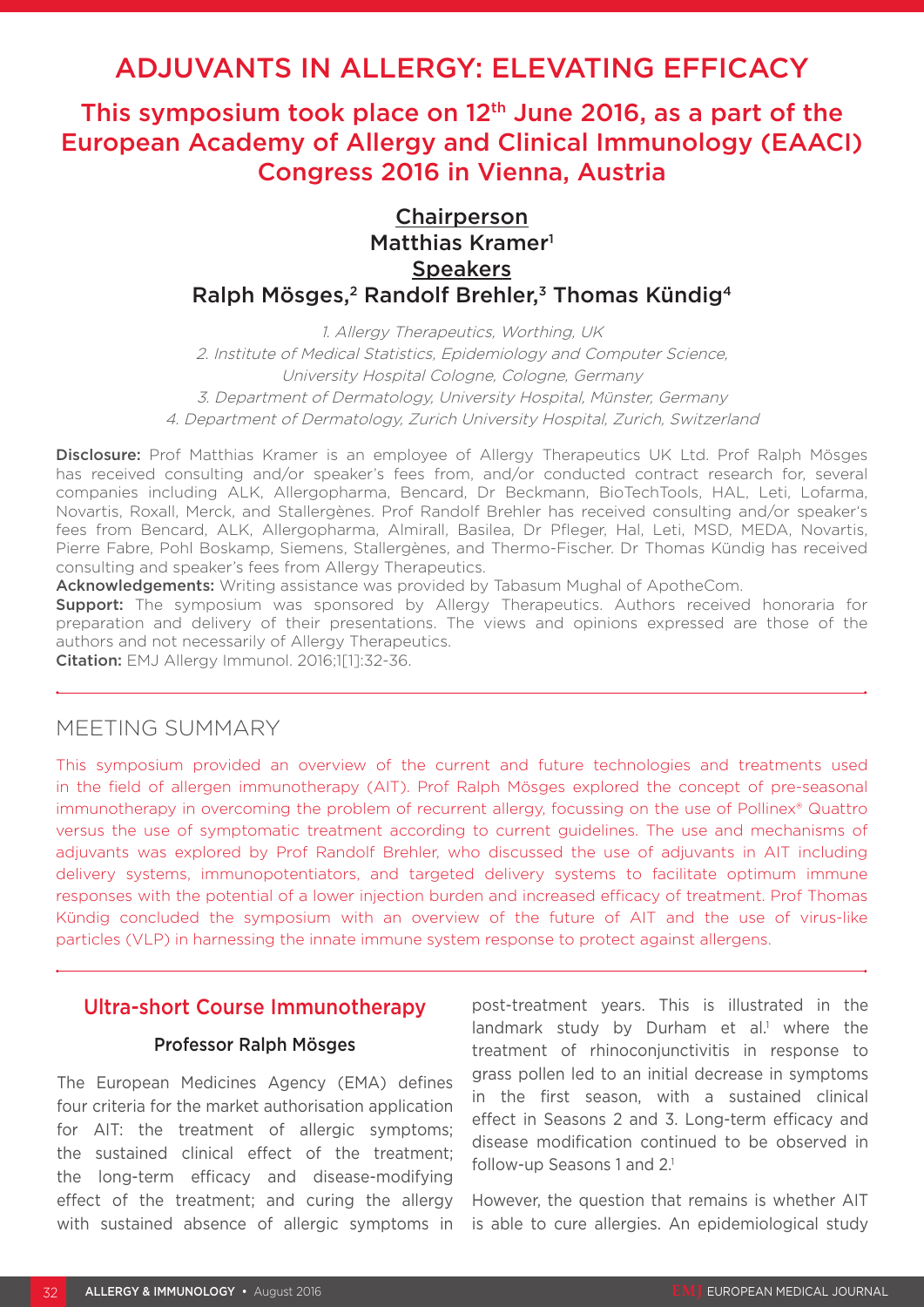# ADJUVANTS IN ALLERGY: ELEVATING EFFICACY

## This symposium took place on 12th June 2016, as a part of the European Academy of Allergy and Clinical Immunology (EAACI) Congress 2016 in Vienna, Austria

**Chairperson**
Matthias Kramer[1]
**Speakers**
Ralph Mösges,[2] Randolf Brehler,[3] Thomas Kündig[4]

*1. Allergy Therapeutics, Worthing, UK*
*2. Institute of Medical Statistics, Epidemiology and Computer Science, University Hospital Cologne, Cologne, Germany*
*3. Department of Dermatology, University Hospital, Münster, Germany*
*4. Department of Dermatology, Zurich University Hospital, Zurich, Switzerland*

**Disclosure:** Prof Matthias Kramer is an employee of Allergy Therapeutics UK Ltd. Prof Ralph Mösges has received consulting and/or speaker's fees from, and/or conducted contract research for, several companies including ALK, Allergopharma, Bencard, Dr Beckmann, BioTechTools, HAL, Leti, Lofarma, Novartis, Roxall, Merck, and Stallergènes. Prof Randolf Brehler has received consulting and/or speaker's fees from Bencard, ALK, Allergopharma, Almirall, Basilea, Dr Pfleger, Hal, Leti, MSD, MEDA, Novartis, Pierre Fabre, Pohl Boskamp, Siemens, Stallergènes, and Thermo-Fischer. Dr Thomas Kündig has received consulting and speaker's fees from Allergy Therapeutics.
**Acknowledgements:** Writing assistance was provided by Tabasum Mughal of ApotheCom.
**Support:** The symposium was sponsored by Allergy Therapeutics. Authors received honoraria for preparation and delivery of their presentations. The views and opinions expressed are those of the authors and not necessarily of Allergy Therapeutics.
**Citation:** EMJ Allergy Immunol. 2016;1[1]:32-36.

## MEETING SUMMARY

This symposium provided an overview of the current and future technologies and treatments used in the field of allergen immunotherapy (AIT). Prof Ralph Mösges explored the concept of pre-seasonal immunotherapy in overcoming the problem of recurrent allergy, focussing on the use of Pollinex® Quattro versus the use of symptomatic treatment according to current guidelines. The use and mechanisms of adjuvants was explored by Prof Randolf Brehler, who discussed the use of adjuvants in AIT including delivery systems, immunopotentiators, and targeted delivery systems to facilitate optimum immune responses with the potential of a lower injection burden and increased efficacy of treatment. Prof Thomas Kündig concluded the symposium with an overview of the future of AIT and the use of virus-like particles (VLP) in harnessing the innate immune system response to protect against allergens.

## Ultra-short Course Immunotherapy

### Professor Ralph Mösges

The European Medicines Agency (EMA) defines four criteria for the market authorisation application for AIT: the treatment of allergic symptoms; the sustained clinical effect of the treatment; the long-term efficacy and disease-modifying effect of the treatment; and curing the allergy with sustained absence of allergic symptoms in post-treatment years. This is illustrated in the landmark study by Durham et al.[1] where the treatment of rhinoconjunctivitis in response to grass pollen led to an initial decrease in symptoms in the first season, with a sustained clinical effect in Seasons 2 and 3. Long-term efficacy and disease modification continued to be observed in follow-up Seasons 1 and 2.[1]

However, the question that remains is whether AIT is able to cure allergies. An epidemiological study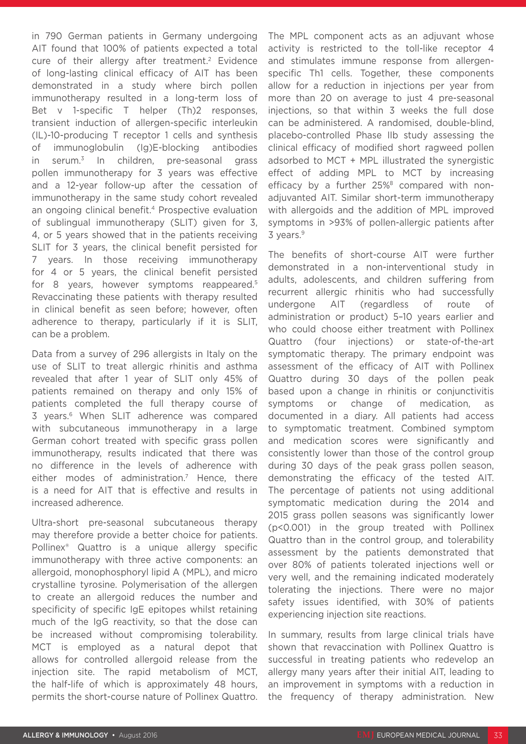in 790 German patients in Germany undergoing AIT found that 100% of patients expected a total cure of their allergy after treatment.[2] Evidence of long-lasting clinical efficacy of AIT has been demonstrated in a study where birch pollen immunotherapy resulted in a long-term loss of Bet v 1-specific T helper (Th)2 responses, transient induction of allergen-specific interleukin (IL)-10-producing T receptor 1 cells and synthesis of immunoglobulin (Ig)E-blocking antibodies in serum.[3] In children, pre-seasonal grass pollen immunotherapy for 3 years was effective and a 12-year follow-up after the cessation of immunotherapy in the same study cohort revealed an ongoing clinical benefit.[4] Prospective evaluation of sublingual immunotherapy (SLIT) given for 3, 4, or 5 years showed that in the patients receiving SLIT for 3 years, the clinical benefit persisted for 7 years. In those receiving immunotherapy for 4 or 5 years, the clinical benefit persisted for 8 years, however symptoms reappeared.[5] Revaccinating these patients with therapy resulted in clinical benefit as seen before; however, often adherence to therapy, particularly if it is SLIT, can be a problem.

Data from a survey of 296 allergists in Italy on the use of SLIT to treat allergic rhinitis and asthma revealed that after 1 year of SLIT only 45% of patients remained on therapy and only 15% of patients completed the full therapy course of 3 years.[6] When SLIT adherence was compared with subcutaneous immunotherapy in a large German cohort treated with specific grass pollen immunotherapy, results indicated that there was no difference in the levels of adherence with either modes of administration.[7] Hence, there is a need for AIT that is effective and results in increased adherence.

Ultra-short pre-seasonal subcutaneous therapy may therefore provide a better choice for patients. Pollinex® Quattro is a unique allergy specific immunotherapy with three active components: an allergoid, monophosphoryl lipid A (MPL), and micro crystalline tyrosine. Polymerisation of the allergen to create an allergoid reduces the number and specificity of specific IgE epitopes whilst retaining much of the IgG reactivity, so that the dose can be increased without compromising tolerability. MCT is employed as a natural depot that allows for controlled allergoid release from the injection site. The rapid metabolism of MCT, the half-life of which is approximately 48 hours, permits the short-course nature of Pollinex Quattro. The MPL component acts as an adjuvant whose activity is restricted to the toll-like receptor 4 and stimulates immune response from allergen-specific Th1 cells. Together, these components allow for a reduction in injections per year from more than 20 on average to just 4 pre-seasonal injections, so that within 3 weeks the full dose can be administered. A randomised, double-blind, placebo-controlled Phase IIb study assessing the clinical efficacy of modified short ragweed pollen adsorbed to MCT + MPL illustrated the synergistic effect of adding MPL to MCT by increasing efficacy by a further 25%[8] compared with non-adjuvanted AIT. Similar short-term immunotherapy with allergoids and the addition of MPL improved symptoms in >93% of pollen-allergic patients after 3 years.[9]

The benefits of short-course AIT were further demonstrated in a non-interventional study in adults, adolescents, and children suffering from recurrent allergic rhinitis who had successfully undergone AIT (regardless of route of administration or product) 5–10 years earlier and who could choose either treatment with Pollinex Quattro (four injections) or state-of-the-art symptomatic therapy. The primary endpoint was assessment of the efficacy of AIT with Pollinex Quattro during 30 days of the pollen peak based upon a change in rhinitis or conjunctivitis symptoms or change of medication, as documented in a diary. All patients had access to symptomatic treatment. Combined symptom and medication scores were significantly and consistently lower than those of the control group during 30 days of the peak grass pollen season, demonstrating the efficacy of the tested AIT. The percentage of patients not using additional symptomatic medication during the 2014 and 2015 grass pollen seasons was significantly lower ($p<0.001$) in the group treated with Pollinex Quattro than in the control group, and tolerability assessment by the patients demonstrated that over 80% of patients tolerated injections well or very well, and the remaining indicated moderately tolerating the injections. There were no major safety issues identified, with 30% of patients experiencing injection site reactions.

In summary, results from large clinical trials have shown that revaccination with Pollinex Quattro is successful in treating patients who redevelop an allergy many years after their initial AIT, leading to an improvement in symptoms with a reduction in the frequency of therapy administration. New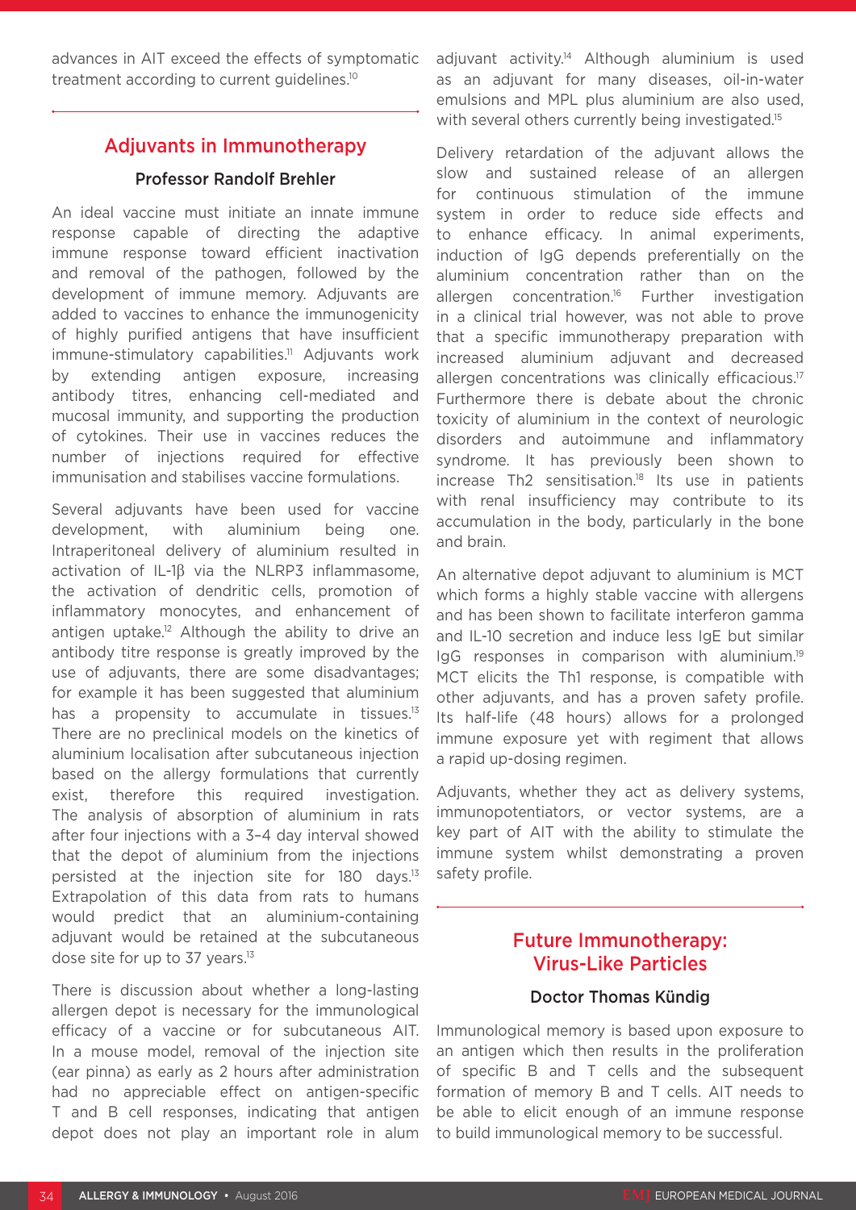advances in AIT exceed the effects of symptomatic treatment according to current guidelines.[10]

## Adjuvants in Immunotherapy

### Professor Randolf Brehler

An ideal vaccine must initiate an innate immune response capable of directing the adaptive immune response toward efficient inactivation and removal of the pathogen, followed by the development of immune memory. Adjuvants are added to vaccines to enhance the immunogenicity of highly purified antigens that have insufficient immune-stimulatory capabilities.[11] Adjuvants work by extending antigen exposure, increasing antibody titres, enhancing cell-mediated and mucosal immunity, and supporting the production of cytokines. Their use in vaccines reduces the number of injections required for effective immunisation and stabilises vaccine formulations.

Several adjuvants have been used for vaccine development, with aluminium being one. Intraperitoneal delivery of aluminium resulted in activation of IL-1β via the NLRP3 inflammasome, the activation of dendritic cells, promotion of inflammatory monocytes, and enhancement of antigen uptake.[12] Although the ability to drive an antibody titre response is greatly improved by the use of adjuvants, there are some disadvantages; for example it has been suggested that aluminium has a propensity to accumulate in tissues.[13] There are no preclinical models on the kinetics of aluminium localisation after subcutaneous injection based on the allergy formulations that currently exist, therefore this required investigation. The analysis of absorption of aluminium in rats after four injections with a 3–4 day interval showed that the depot of aluminium from the injections persisted at the injection site for 180 days.[13] Extrapolation of this data from rats to humans would predict that an aluminium-containing adjuvant would be retained at the subcutaneous dose site for up to 37 years.[13]

There is discussion about whether a long-lasting allergen depot is necessary for the immunological efficacy of a vaccine or for subcutaneous AIT. In a mouse model, removal of the injection site (ear pinna) as early as 2 hours after administration had no appreciable effect on antigen-specific T and B cell responses, indicating that antigen depot does not play an important role in alum adjuvant activity.[14] Although aluminium is used as an adjuvant for many diseases, oil-in-water emulsions and MPL plus aluminium are also used, with several others currently being investigated.[15]

Delivery retardation of the adjuvant allows the slow and sustained release of an allergen for continuous stimulation of the immune system in order to reduce side effects and to enhance efficacy. In animal experiments, induction of IgG depends preferentially on the aluminium concentration rather than on the allergen concentration.[16] Further investigation in a clinical trial however, was not able to prove that a specific immunotherapy preparation with increased aluminium adjuvant and decreased allergen concentrations was clinically efficacious.[17] Furthermore there is debate about the chronic toxicity of aluminium in the context of neurologic disorders and autoimmune and inflammatory syndrome. It has previously been shown to increase Th2 sensitisation.[18] Its use in patients with renal insufficiency may contribute to its accumulation in the body, particularly in the bone and brain.

An alternative depot adjuvant to aluminium is MCT which forms a highly stable vaccine with allergens and has been shown to facilitate interferon gamma and IL-10 secretion and induce less IgE but similar IgG responses in comparison with aluminium.[19] MCT elicits the Th1 response, is compatible with other adjuvants, and has a proven safety profile. Its half-life (48 hours) allows for a prolonged immune exposure yet with regiment that allows a rapid up-dosing regimen.

Adjuvants, whether they act as delivery systems, immunopotentiators, or vector systems, are a key part of AIT with the ability to stimulate the immune system whilst demonstrating a proven safety profile.

## Future Immunotherapy: Virus-Like Particles

### Doctor Thomas Kündig

Immunological memory is based upon exposure to an antigen which then results in the proliferation of specific B and T cells and the subsequent formation of memory B and T cells. AIT needs to be able to elicit enough of an immune response to build immunological memory to be successful.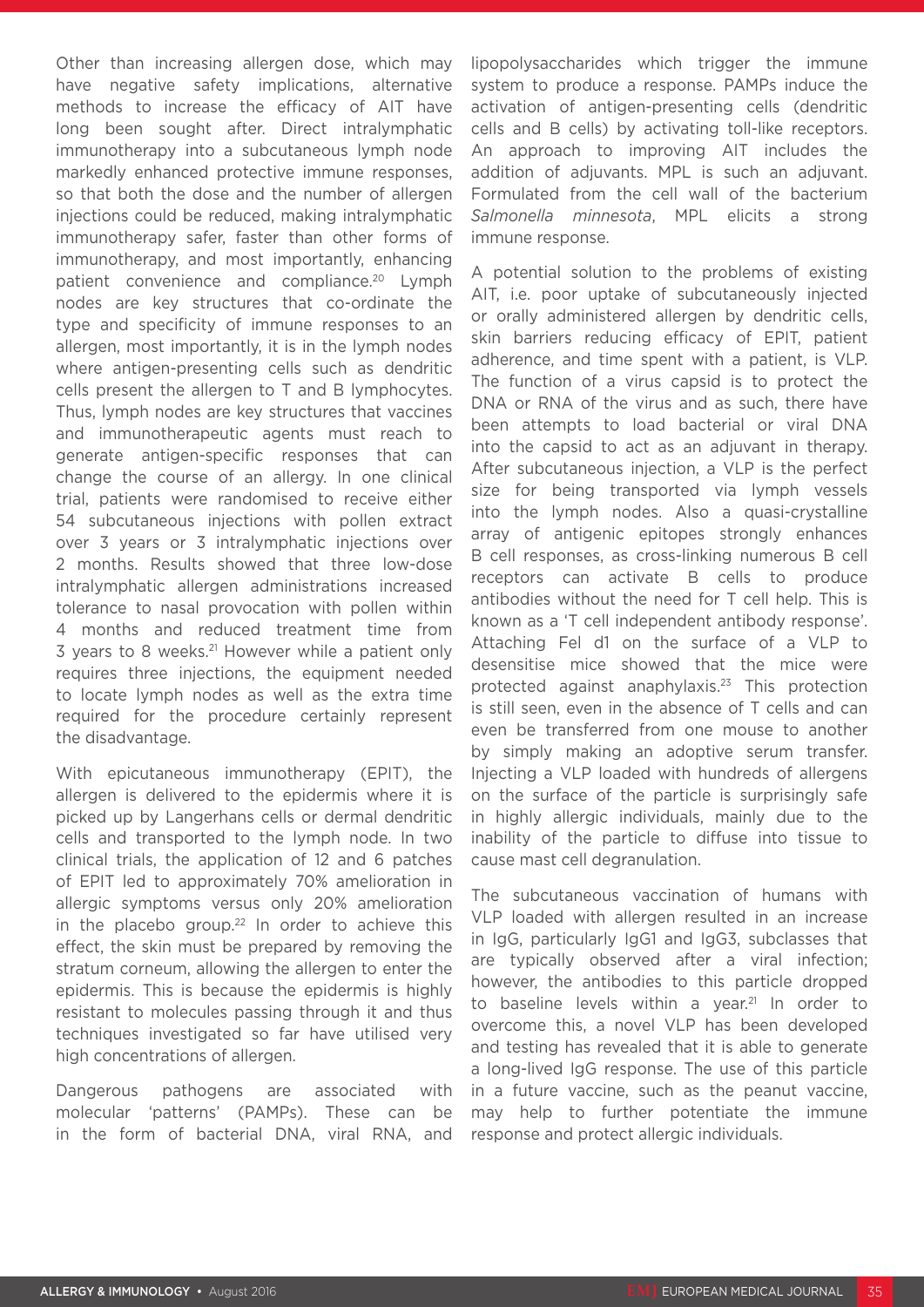Other than increasing allergen dose, which may have negative safety implications, alternative methods to increase the efficacy of AIT have long been sought after. Direct intralymphatic immunotherapy into a subcutaneous lymph node markedly enhanced protective immune responses, so that both the dose and the number of allergen injections could be reduced, making intralymphatic immunotherapy safer, faster than other forms of immunotherapy, and most importantly, enhancing patient convenience and compliance.[20] Lymph nodes are key structures that co-ordinate the type and specificity of immune responses to an allergen, most importantly, it is in the lymph nodes where antigen-presenting cells such as dendritic cells present the allergen to T and B lymphocytes. Thus, lymph nodes are key structures that vaccines and immunotherapeutic agents must reach to generate antigen-specific responses that can change the course of an allergy. In one clinical trial, patients were randomised to receive either 54 subcutaneous injections with pollen extract over 3 years or 3 intralymphatic injections over 2 months. Results showed that three low-dose intralymphatic allergen administrations increased tolerance to nasal provocation with pollen within 4 months and reduced treatment time from 3 years to 8 weeks.[21] However while a patient only requires three injections, the equipment needed to locate lymph nodes as well as the extra time required for the procedure certainly represent the disadvantage.

With epicutaneous immunotherapy (EPIT), the allergen is delivered to the epidermis where it is picked up by Langerhans cells or dermal dendritic cells and transported to the lymph node. In two clinical trials, the application of 12 and 6 patches of EPIT led to approximately 70% amelioration in allergic symptoms versus only 20% amelioration in the placebo group.[22] In order to achieve this effect, the skin must be prepared by removing the stratum corneum, allowing the allergen to enter the epidermis. This is because the epidermis is highly resistant to molecules passing through it and thus techniques investigated so far have utilised very high concentrations of allergen.

Dangerous pathogens are associated with molecular 'patterns' (PAMPs). These can be in the form of bacterial DNA, viral RNA, and lipopolysaccharides which trigger the immune system to produce a response. PAMPs induce the activation of antigen-presenting cells (dendritic cells and B cells) by activating toll-like receptors. An approach to improving AIT includes the addition of adjuvants. MPL is such an adjuvant. Formulated from the cell wall of the bacterium *Salmonella minnesota*, MPL elicits a strong immune response.

A potential solution to the problems of existing AIT, i.e. poor uptake of subcutaneously injected or orally administered allergen by dendritic cells, skin barriers reducing efficacy of EPIT, patient adherence, and time spent with a patient, is VLP. The function of a virus capsid is to protect the DNA or RNA of the virus and as such, there have been attempts to load bacterial or viral DNA into the capsid to act as an adjuvant in therapy. After subcutaneous injection, a VLP is the perfect size for being transported via lymph vessels into the lymph nodes. Also a quasi-crystalline array of antigenic epitopes strongly enhances B cell responses, as cross-linking numerous B cell receptors can activate B cells to produce antibodies without the need for T cell help. This is known as a 'T cell independent antibody response'. Attaching Fel d1 on the surface of a VLP to desensitise mice showed that the mice were protected against anaphylaxis.[23] This protection is still seen, even in the absence of T cells and can even be transferred from one mouse to another by simply making an adoptive serum transfer. Injecting a VLP loaded with hundreds of allergens on the surface of the particle is surprisingly safe in highly allergic individuals, mainly due to the inability of the particle to diffuse into tissue to cause mast cell degranulation.

The subcutaneous vaccination of humans with VLP loaded with allergen resulted in an increase in IgG, particularly IgG1 and IgG3, subclasses that are typically observed after a viral infection; however, the antibodies to this particle dropped to baseline levels within a year.[21] In order to overcome this, a novel VLP has been developed and testing has revealed that it is able to generate a long-lived IgG response. The use of this particle in a future vaccine, such as the peanut vaccine, may help to further potentiate the immune response and protect allergic individuals.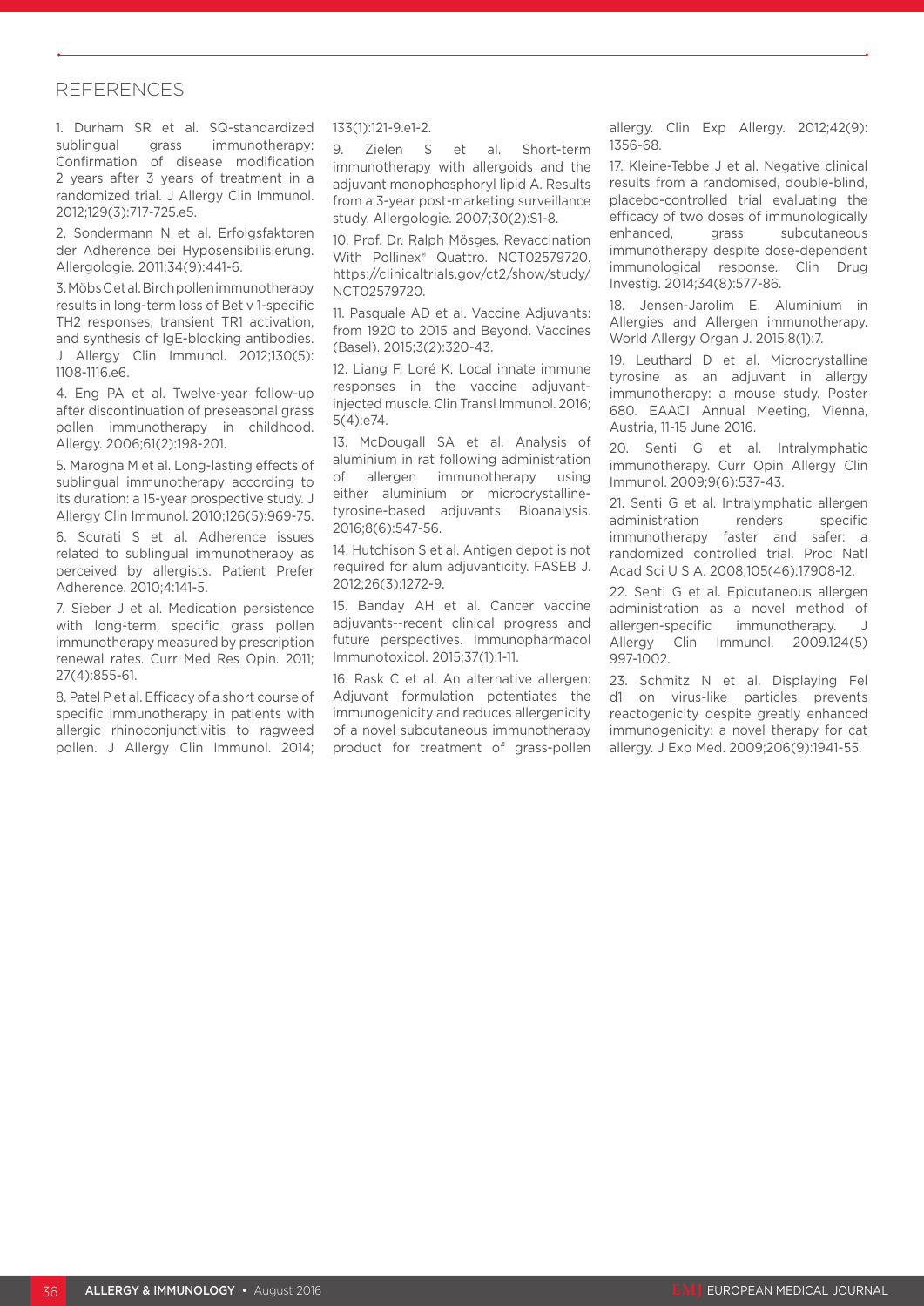## REFERENCES

1. Durham SR et al. SQ-standardized sublingual grass immunotherapy: Confirmation of disease modification 2 years after 3 years of treatment in a randomized trial. J Allergy Clin Immunol. 2012;129(3):717-725.e5.

2. Sondermann N et al. Erfolgsfaktoren der Adherence bei Hyposensibilisierung. Allergologie. 2011;34(9):441-6.

3. Möbs C et al. Birch pollen immunotherapy results in long-term loss of Bet v 1-specific TH2 responses, transient TR1 activation, and synthesis of IgE-blocking antibodies. J Allergy Clin Immunol. 2012;130(5): 1108-1116.e6.

4. Eng PA et al. Twelve-year follow-up after discontinuation of preseasonal grass pollen immunotherapy in childhood. Allergy. 2006;61(2):198-201.

5. Marogna M et al. Long-lasting effects of sublingual immunotherapy according to its duration: a 15-year prospective study. J Allergy Clin Immunol. 2010;126(5):969-75.

6. Scurati S et al. Adherence issues related to sublingual immunotherapy as perceived by allergists. Patient Prefer Adherence. 2010;4:141-5.

7. Sieber J et al. Medication persistence with long-term, specific grass pollen immunotherapy measured by prescription renewal rates. Curr Med Res Opin. 2011; 27(4):855-61.

8. Patel P et al. Efficacy of a short course of specific immunotherapy in patients with allergic rhinoconjunctivitis to ragweed pollen. J Allergy Clin Immunol. 2014; 133(1):121-9.e1-2.

9. Zielen S et al. Short-term immunotherapy with allergoids and the adjuvant monophosphoryl lipid A. Results from a 3-year post-marketing surveillance study. Allergologie. 2007;30(2):S1-8.

10. Prof. Dr. Ralph Mösges. Revaccination With Pollinex® Quattro. NCT02579720. https://clinicaltrials.gov/ct2/show/study/NCT02579720.

11. Pasquale AD et al. Vaccine Adjuvants: from 1920 to 2015 and Beyond. Vaccines (Basel). 2015;3(2):320-43.

12. Liang F, Loré K. Local innate immune responses in the vaccine adjuvant-injected muscle. Clin Transl Immunol. 2016; 5(4):e74.

13. McDougall SA et al. Analysis of aluminium in rat following administration of allergen immunotherapy using either aluminium or microcrystalline-tyrosine-based adjuvants. Bioanalysis. 2016;8(6):547-56.

14. Hutchison S et al. Antigen depot is not required for alum adjuvanticity. FASEB J. 2012;26(3):1272-9.

15. Banday AH et al. Cancer vaccine adjuvants--recent clinical progress and future perspectives. Immunopharmacol Immunotoxicol. 2015;37(1):1-11.

16. Rask C et al. An alternative allergen: Adjuvant formulation potentiates the immunogenicity and reduces allergenicity of a novel subcutaneous immunotherapy product for treatment of grass-pollen allergy. Clin Exp Allergy. 2012;42(9): 1356-68.

17. Kleine-Tebbe J et al. Negative clinical results from a randomised, double-blind, placebo-controlled trial evaluating the efficacy of two doses of immunologically enhanced, grass subcutaneous immunotherapy despite dose-dependent immunological response. Clin Drug Investig. 2014;34(8):577-86.

18. Jensen-Jarolim E. Aluminium in Allergies and Allergen immunotherapy. World Allergy Organ J. 2015;8(1):7.

19. Leuthard D et al. Microcrystalline tyrosine as an adjuvant in allergy immunotherapy: a mouse study. Poster 680. EAACI Annual Meeting, Vienna, Austria, 11-15 June 2016.

20. Senti G et al. Intralymphatic immunotherapy. Curr Opin Allergy Clin Immunol. 2009;9(6):537-43.

21. Senti G et al. Intralymphatic allergen administration renders specific immunotherapy faster and safer: a randomized controlled trial. Proc Natl Acad Sci U S A. 2008;105(46):17908-12.

22. Senti G et al. Epicutaneous allergen administration as a novel method of allergen-specific immunotherapy. J Allergy Clin Immunol. 2009.124(5) 997-1002.

23. Schmitz N et al. Displaying Fel d1 on virus-like particles prevents reactogenicity despite greatly enhanced immunogenicity: a novel therapy for cat allergy. J Exp Med. 2009;206(9):1941-55.